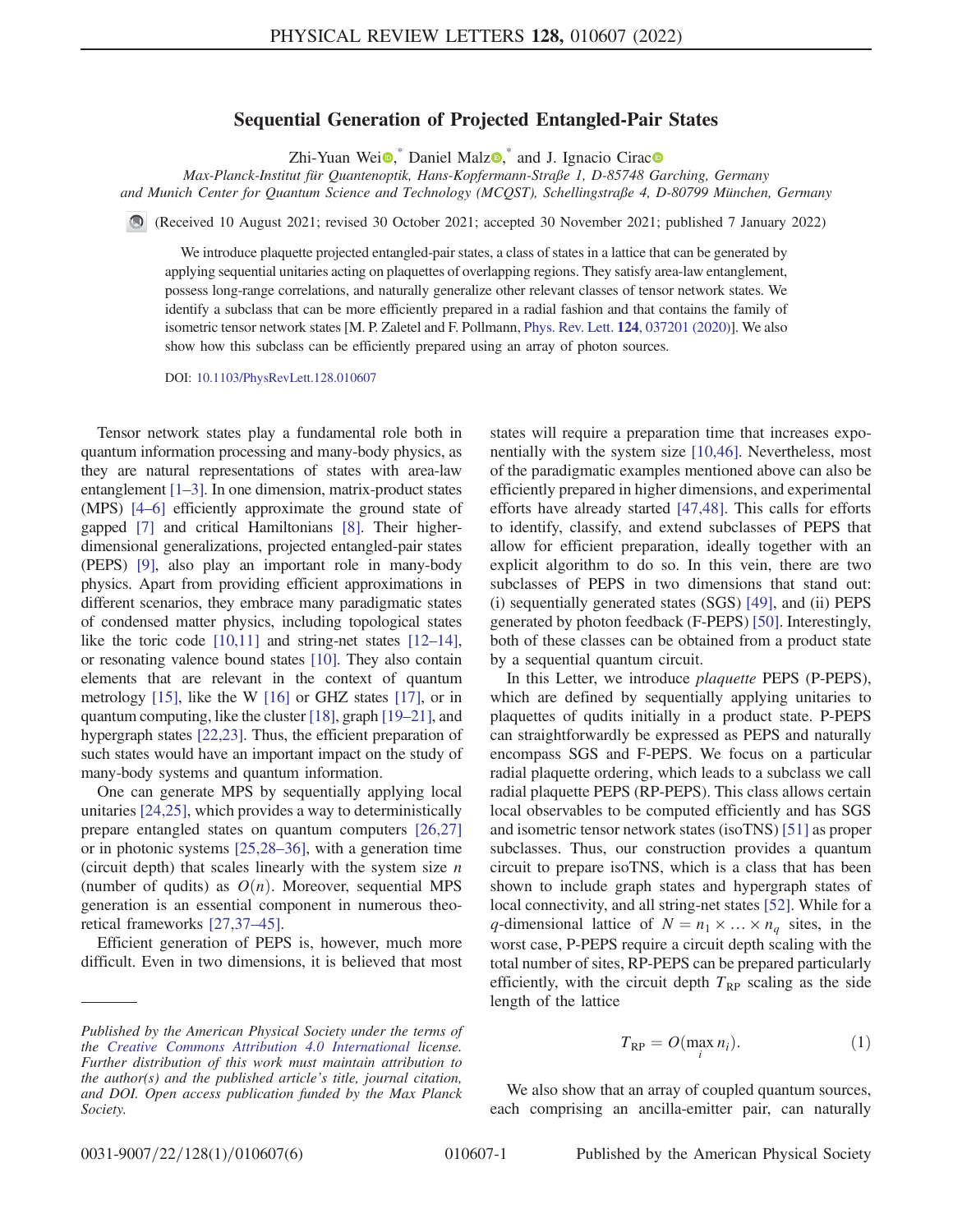# Sequential Generation of Projected Entangled-Pair States

Zhi-Yuan Wei,* Daniel Malz,* and J. Ignacio Cirac

*Max-Planck-Institut für Quantenoptik, Hans-Kopfermann-Straße 1, D-85748 Garching, Germany and Munich Center for Quantum Science and Technology (MCQST), Schellingstraße 4, D-80799 München, Germany*

(Received 10 August 2021; revised 30 October 2021; accepted 30 November 2021; published 7 January 2022)

We introduce plaquette projected entangled-pair states, a class of states in a lattice that can be generated by applying sequential unitaries acting on plaquettes of overlapping regions. They satisfy area-law entanglement, possess long-range correlations, and naturally generalize other relevant classes of tensor network states. We identify a subclass that can be more efficiently prepared in a radial fashion and that contains the family of isometric tensor network states [M. P. Zaletel and F. Pollmann, Phys. Rev. Lett. **124**, 037201 (2020)]. We also show how this subclass can be efficiently prepared using an array of photon sources.

DOI: 10.1103/PhysRevLett.128.010607

Tensor network states play a fundamental role both in quantum information processing and many-body physics, as they are natural representations of states with area-law entanglement [1–3]. In one dimension, matrix-product states (MPS) [4–6] efficiently approximate the ground state of gapped [7] and critical Hamiltonians [8]. Their higher-dimensional generalizations, projected entangled-pair states (PEPS) [9], also play an important role in many-body physics. Apart from providing efficient approximations in different scenarios, they embrace many paradigmatic states of condensed matter physics, including topological states like the toric code [10,11] and string-net states [12–14], or resonating valence bound states [10]. They also contain elements that are relevant in the context of quantum metrology [15], like the W [16] or GHZ states [17], or in quantum computing, like the cluster [18], graph [19–21], and hypergraph states [22,23]. Thus, the efficient preparation of such states would have an important impact on the study of many-body systems and quantum information.

One can generate MPS by sequentially applying local unitaries [24,25], which provides a way to deterministically prepare entangled states on quantum computers [26,27] or in photonic systems [25,28–36], with a generation time (circuit depth) that scales linearly with the system size $n$ (number of qudits) as $O(n)$. Moreover, sequential MPS generation is an essential component in numerous theoretical frameworks [27,37–45].

Efficient generation of PEPS is, however, much more difficult. Even in two dimensions, it is believed that most states will require a preparation time that increases exponentially with the system size [10,46]. Nevertheless, most of the paradigmatic examples mentioned above can also be efficiently prepared in higher dimensions, and experimental efforts have already started [47,48]. This calls for efforts to identify, classify, and extend subclasses of PEPS that allow for efficient preparation, ideally together with an explicit algorithm to do so. In this vein, there are two subclasses of PEPS in two dimensions that stand out: (i) sequentially generated states (SGS) [49], and (ii) PEPS generated by photon feedback (F-PEPS) [50]. Interestingly, both of these classes can be obtained from a product state by a sequential quantum circuit.

In this Letter, we introduce *plaquette* PEPS (P-PEPS), which are defined by sequentially applying unitaries to plaquettes of qudits initially in a product state. P-PEPS can straightforwardly be expressed as PEPS and naturally encompass SGS and F-PEPS. We focus on a particular radial plaquette ordering, which leads to a subclass we call radial plaquette PEPS (RP-PEPS). This class allows certain local observables to be computed efficiently and has SGS and isometric tensor network states (isoTNS) [51] as proper subclasses. Thus, our construction provides a quantum circuit to prepare isoTNS, which is a class that has been shown to include graph states and hypergraph states of local connectivity, and all string-net states [52]. While for a $q$-dimensional lattice of $N = n_1 \times \ldots \times n_q$ sites, in the worst case, P-PEPS require a circuit depth scaling with the total number of sites, RP-PEPS can be prepared particularly efficiently, with the circuit depth $T_{\mathrm{RP}}$ scaling as the side length of the lattice

$$T_{\mathrm{RP}} = O(\max_i n_i). \tag{1}$$

We also show that an array of coupled quantum sources, each comprising an ancilla-emitter pair, can naturally

*Published by the American Physical Society under the terms of the Creative Commons Attribution 4.0 International license. Further distribution of this work must maintain attribution to the author(s) and the published article's title, journal citation, and DOI. Open access publication funded by the Max Planck Society.*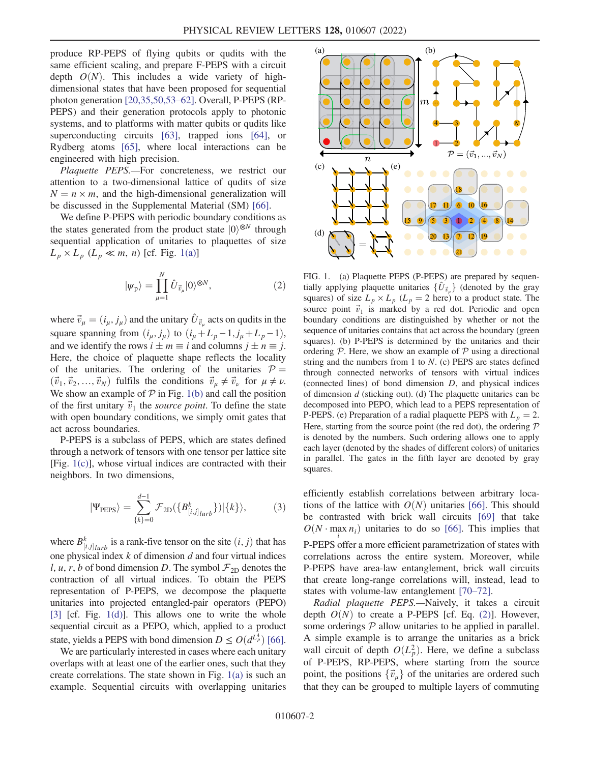produce RP-PEPS of flying qubits or qudits with the same efficient scaling, and prepare F-PEPS with a circuit depth $O(N)$. This includes a wide variety of high-dimensional states that have been proposed for sequential photon generation [20,35,50,53–62]. Overall, P-PEPS (RP-PEPS) and their generation protocols apply to photonic systems, and to platforms with matter qubits or qudits like superconducting circuits [63], trapped ions [64], or Rydberg atoms [65], where local interactions can be engineered with high precision.

*Plaquette PEPS.*—For concreteness, we restrict our attention to a two-dimensional lattice of qudits of size $N = n \times m$, and the high-dimensional generalization will be discussed in the Supplemental Material (SM) [66].

We define P-PEPS with periodic boundary conditions as the states generated from the product state $|0\rangle^{\otimes N}$ through sequential application of unitaries to plaquettes of size $L_p \times L_p$ ($L_p \ll m$, $n$) [cf. Fig. 1(a)]

$$|\psi_{\mathrm{P}}\rangle = \prod_{\mu=1}^{N} \hat{U}_{\vec{v}_\mu} |0\rangle^{\otimes N}, \tag{2}$$

where $\vec{v}_\mu = (i_\mu, j_\mu)$ and the unitary $\hat{U}_{\vec{v}_\mu}$ acts on qudits in the square spanning from $(i_\mu, j_\mu)$ to $(i_\mu + L_p - 1, j_\mu + L_p - 1)$, and we identify the rows $i \pm m \equiv i$ and columns $j \pm n \equiv j$. Here, the choice of plaquette shape reflects the locality of the unitaries. The ordering of the unitaries $\mathcal{P} = (\vec{v}_1, \vec{v}_2, \ldots, \vec{v}_N)$ fulfils the conditions $\vec{v}_\mu \neq \vec{v}_\nu$ for $\mu \neq \nu$. We show an example of $\mathcal{P}$ in Fig. 1(b) and call the position of the first unitary $\vec{v}_1$ the *source point*. To define the state with open boundary conditions, we simply omit gates that act across boundaries.

P-PEPS is a subclass of PEPS, which are states defined through a network of tensors with one tensor per lattice site [Fig. 1(c)], whose virtual indices are contracted with their neighbors. In two dimensions,

$$|\Psi_{\mathrm{PEPS}}\rangle = \sum_{\{k\}=0}^{d-1} \mathcal{F}_{2\mathrm{D}}(\{B^k_{[i,j]lurb}\})|\{k\}\rangle, \tag{3}$$

where $B^k_{[i,j]lurb}$ is a rank-five tensor on the site $(i,j)$ that has one physical index $k$ of dimension $d$ and four virtual indices $l, u, r, b$ of bond dimension $D$. The symbol $\mathcal{F}_{2\mathrm{D}}$ denotes the contraction of all virtual indices. To obtain the PEPS representation of P-PEPS, we decompose the plaquette unitaries into projected entangled-pair operators (PEPO) [3] [cf. Fig. 1(d)]. This allows one to write the whole sequential circuit as a PEPO, which, applied to a product state, yields a PEPS with bond dimension $D \leq O(d^{L_p^4})$ [66].

We are particularly interested in cases where each unitary overlaps with at least one of the earlier ones, such that they create correlations. The state shown in Fig. 1(a) is such an example. Sequential circuits with overlapping unitaries efficiently establish correlations between arbitrary locations of the lattice with $O(N)$ unitaries [66]. This should be contrasted with brick wall circuits [69] that take $O(N \cdot \max_i n_i)$ unitaries to do so [66]. This implies that P-PEPS offer a more efficient parametrization of states with correlations across the entire system. Moreover, while P-PEPS have area-law entanglement, brick wall circuits that create long-range correlations will, instead, lead to states with volume-law entanglement [70–72].

FIG. 1. (a) Plaquette PEPS (P-PEPS) are prepared by sequentially applying plaquette unitaries $\{\hat{U}_{\vec{v}_\mu}\}$ (denoted by the gray squares) of size $L_p \times L_p$ ($L_p = 2$ here) to a product state. The source point $\vec{v}_1$ is marked by a red dot. Periodic and open boundary conditions are distinguished by whether or not the sequence of unitaries contains that act across the boundary (green squares). (b) P-PEPS is determined by the unitaries and their ordering $\mathcal{P}$. Here, we show an example of $\mathcal{P}$ using a directional string and the numbers from 1 to $N$. (c) PEPS are states defined through connected networks of tensors with virtual indices (connected lines) of bond dimension $D$, and physical indices of dimension $d$ (sticking out). (d) The plaquette unitaries can be decomposed into PEPO, which lead to a PEPS representation of P-PEPS. (e) Preparation of a radial plaquette PEPS with $L_p = 2$. Here, starting from the source point (the red dot), the ordering $\mathcal{P}$ is denoted by the numbers. Such ordering allows one to apply each layer (denoted by the shades of different colors) of unitaries in parallel. The gates in the fifth layer are denoted by gray squares.

*Radial plaquette PEPS.*—Naively, it takes a circuit depth $O(N)$ to create a P-PEPS [cf. Eq. (2)]. However, some orderings $\mathcal{P}$ allow unitaries to be applied in parallel. A simple example is to arrange the unitaries as a brick wall circuit of depth $O(L_p^2)$. Here, we define a subclass of P-PEPS, RP-PEPS, where starting from the source point, the positions $\{\vec{v}_\mu\}$ of the unitaries are ordered such that they can be grouped to multiple layers of commuting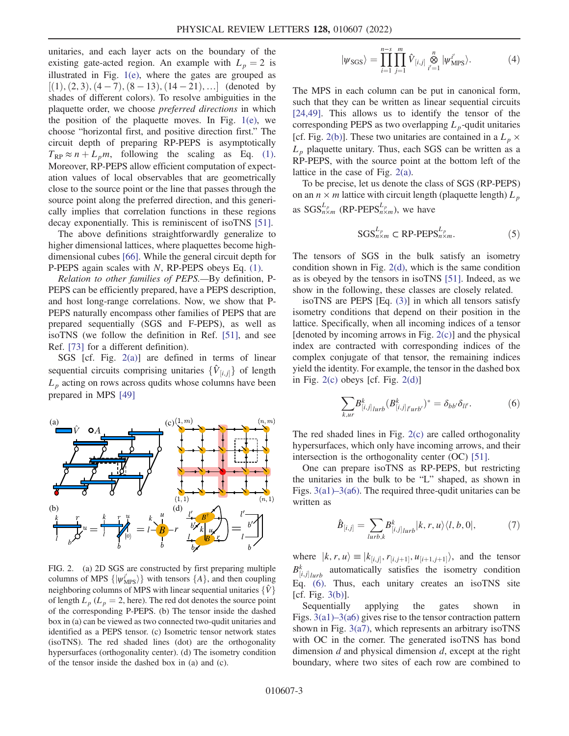unitaries, and each layer acts on the boundary of the existing gate-acted region. An example with $L_p = 2$ is illustrated in Fig. 1(e), where the gates are grouped as $[(1),(2,3),(4-7),(8-13),(14-21),\ldots]$ (denoted by shades of different colors). To resolve ambiguities in the plaquette order, we choose *preferred directions* in which the position of the plaquette moves. In Fig. 1(e), we choose "horizontal first, and positive direction first." The circuit depth of preparing RP-PEPS is asymptotically $T_{\mathrm{RP}} \approx n + L_p m$, following the scaling as Eq. (1). Moreover, RP-PEPS allow efficient computation of expectation values of local observables that are geometrically close to the source point or the line that passes through the source point along the preferred direction, and this generically implies that correlation functions in these regions decay exponentially. This is reminiscent of isoTNS [51].

The above definitions straightforwardly generalize to higher dimensional lattices, where plaquettes become high-dimensional cubes [66]. While the general circuit depth for P-PEPS again scales with $N$, RP-PEPS obeys Eq. (1).

*Relation to other families of PEPS.*—By definition, P-PEPS can be efficiently prepared, have a PEPS description, and host long-range correlations. Now, we show that P-PEPS naturally encompass other families of PEPS that are prepared sequentially (SGS and F-PEPS), as well as isoTNS (we follow the definition in Ref. [51], and see Ref. [73] for a different definition).

SGS [cf. Fig. 2(a)] are defined in terms of linear sequential circuits comprising unitaries $\{\hat{V}_{[i,j]}\}$ of length $L_p$ acting on rows across qudits whose columns have been prepared in MPS [49]

FIG. 2. (a) 2D SGS are constructed by first preparing multiple columns of MPS $\{|\psi^{i'}_{\mathrm{MPS}}\rangle\}$ with tensors $\{A\}$, and then coupling neighboring columns of MPS with linear sequential unitaries $\{\hat{V}\}$ of length $L_p$ ($L_p = 2$, here). The red dot denotes the source point of the corresponding P-PEPS. (b) The tensor inside the dashed box in (a) can be viewed as two connected two-qudit unitaries and identified as a PEPS tensor. (c) Isometric tensor network states (isoTNS). The red shaded lines (dot) are the orthogonality hypersurfaces (orthogonality center). (d) The isometry condition of the tensor inside the dashed box in (a) and (c).

$$|\psi_{\mathrm{SGS}}\rangle = \prod_{i=1}^{n-s}\prod_{j=1}^{m}\hat{V}_{[i,j]}\bigotimes_{i'=1}^{n}|\psi^{i'}_{\mathrm{MPS}}\rangle. \tag{4}$$

The MPS in each column can be put in canonical form, such that they can be written as linear sequential circuits [24,49]. This allows us to identify the tensor of the corresponding PEPS as two overlapping $L_p$-qudit unitaries [cf. Fig. 2(b)]. These two unitaries are contained in a $L_p \times L_p$ plaquette unitary. Thus, each SGS can be written as a RP-PEPS, with the source point at the bottom left of the lattice in the case of Fig. 2(a).

To be precise, let us denote the class of SGS (RP-PEPS) on an $n \times m$ lattice with circuit length (plaquette length) $L_p$ as $\mathrm{SGS}^{L_p}_{n\times m}$ ($\text{RP-PEPS}^{L_p}_{n\times m}$), we have

$$\mathrm{SGS}^{L_p}_{n\times m} \subset \text{RP-PEPS}^{L_p}_{n\times m}. \tag{5}$$

The tensors of SGS in the bulk satisfy an isometry condition shown in Fig. 2(d), which is the same condition as is obeyed by the tensors in isoTNS [51]. Indeed, as we show in the following, these classes are closely related.

isoTNS are PEPS [Eq. (3)] in which all tensors satisfy isometry conditions that depend on their position in the lattice. Specifically, when all incoming indices of a tensor [denoted by incoming arrows in Fig. 2(c)] and the physical index are contracted with corresponding indices of the complex conjugate of that tensor, the remaining indices yield the identity. For example, the tensor in the dashed box in Fig. 2(c) obeys [cf. Fig. 2(d)]

$$\sum_{k,ur} B^k_{[i,j]\,lurb}(B^k_{[i,j]\,l'urb'})^* = \delta_{bb'}\delta_{ll'}. \tag{6}$$

The red shaded lines in Fig. 2(c) are called orthogonality hypersurfaces, which only have incoming arrows, and their intersection is the orthogonality center (OC) [51].

One can prepare isoTNS as RP-PEPS, but restricting the unitaries in the bulk to be "L" shaped, as shown in Figs. 3(a1)–3(a6). The required three-qudit unitaries can be written as

$$\hat{B}_{[i,j]} = \sum_{lurb,k} B^k_{[i,j]\,lurb}|k,r,u\rangle\langle l,b,0|, \tag{7}$$

where $|k,r,u\rangle \equiv |k_{[i,j]}, r_{[i,j+1]}, u_{[i+1,j+1]}\rangle$, and the tensor $B^k_{[i,j]\,lurb}$ automatically satisfies the isometry condition Eq. (6). Thus, each unitary creates an isoTNS site [cf. Fig. 3(b)].

Sequentially applying the gates shown in Figs. 3(a1)–3(a6) gives rise to the tensor contraction pattern shown in Fig. 3(a7), which represents an arbitrary isoTNS with OC in the corner. The generated isoTNS has bond dimension $d$ and physical dimension $d$, except at the right boundary, where two sites of each row are combined to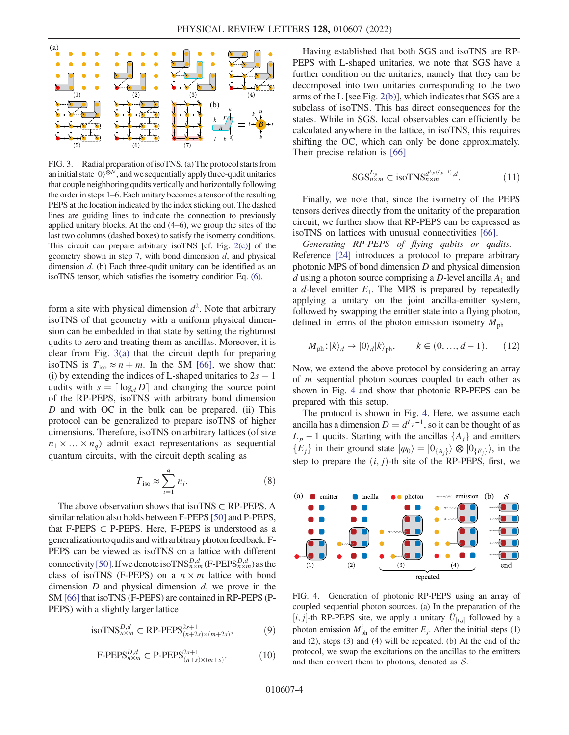FIG. 3. Radial preparation of isoTNS. (a) The protocol starts from an initial state $|0\rangle^{\otimes N}$, and we sequentially apply three-qudit unitaries that couple neighboring qudits vertically and horizontally following the order in steps 1–6. Each unitary becomes a tensor of the resulting PEPS at the location indicated by the index sticking out. The dashed lines are guiding lines to indicate the connection to previously applied unitary blocks. At the end (4–6), we group the sites of the last two columns (dashed boxes) to satisfy the isometry conditions. This circuit can prepare arbitrary isoTNS [cf. Fig. 2(c)] of the geometry shown in step 7, with bond dimension $d$, and physical dimension $d$. (b) Each three-qudit unitary can be identified as an isoTNS tensor, which satisfies the isometry condition Eq. (6).

form a site with physical dimension $d^2$. Note that arbitrary isoTNS of that geometry with a uniform physical dimension can be embedded in that state by setting the rightmost qudits to zero and treating them as ancillas. Moreover, it is clear from Fig. 3(a) that the circuit depth for preparing isoTNS is $T_{\rm iso} \approx n + m$. In the SM [66], we show that: (i) by extending the indices of L-shaped unitaries to $2s+1$ qudits with $s = \lceil \log_d D \rceil$ and changing the source point of the RP-PEPS, isoTNS with arbitrary bond dimension $D$ and with OC in the bulk can be prepared. (ii) This protocol can be generalized to prepare isoTNS of higher dimensions. Therefore, isoTNS on arbitrary lattices (of size $n_1 \times \ldots \times n_q$) admit exact representations as sequential quantum circuits, with the circuit depth scaling as

$$T_{\rm iso} \approx \sum_{i=1}^{q} n_i. \tag{8}$$

The above observation shows that isoTNS $\subset$ RP-PEPS. A similar relation also holds between F-PEPS [50] and P-PEPS, that F-PEPS $\subset$ P-PEPS. Here, F-PEPS is understood as a generalization to qudits and with arbitrary photon feedback. F-PEPS can be viewed as isoTNS on a lattice with different connectivity [50]. If we denote ${\rm isoTNS}^{D,d}_{n\times m}$ (${\rm F\text{-}PEPS}^{D,d}_{n\times m}$) as the class of isoTNS (F-PEPS) on a $n \times m$ lattice with bond dimension $D$ and physical dimension $d$, we prove in the SM [66] that isoTNS (F-PEPS) are contained in RP-PEPS (P-PEPS) with a slightly larger lattice

$${\rm isoTNS}^{D,d}_{n\times m} \subset {\rm RP\text{-}PEPS}^{2s+1}_{(n+2s)\times(m+2s)}, \tag{9}$$

$${\rm F\text{-}PEPS}^{D,d}_{n\times m} \subset {\rm P\text{-}PEPS}^{2s+1}_{(n+s)\times(m+s)}. \tag{10}$$

Having established that both SGS and isoTNS are RP-PEPS with L-shaped unitaries, we note that SGS have a further condition on the unitaries, namely that they can be decomposed into two unitaries corresponding to the two arms of the L [see Fig. 2(b)], which indicates that SGS are a subclass of isoTNS. This has direct consequences for the states. While in SGS, local observables can efficiently be calculated anywhere in the lattice, in isoTNS, this requires shifting the OC, which can only be done approximately. Their precise relation is [66]

$${\rm SGS}^{L_p}_{n\times m} \subset {\rm isoTNS}^{d^{L_p(L_p-1)},d}_{n\times m}. \tag{11}$$

Finally, we note that, since the isometry of the PEPS tensors derives directly from the unitarity of the preparation circuit, we further show that RP-PEPS can be expressed as isoTNS on lattices with unusual connectivities [66].

*Generating RP-PEPS of flying qubits or qudits.*— Reference [24] introduces a protocol to prepare arbitrary photonic MPS of bond dimension $D$ and physical dimension $d$ using a photon source comprising a $D$-level ancilla $A_1$ and a $d$-level emitter $E_1$. The MPS is prepared by repeatedly applying a unitary on the joint ancilla-emitter system, followed by swapping the emitter state into a flying photon, defined in terms of the photon emission isometry $M_{\rm ph}$

$$M_{\rm ph}: |k\rangle_d \to |0\rangle_d |k\rangle_{\rm ph}, \qquad k \in (0, \ldots, d-1). \tag{12}$$

Now, we extend the above protocol by considering an array of $m$ sequential photon sources coupled to each other as shown in Fig. 4 and show that photonic RP-PEPS can be prepared with this setup.

The protocol is shown in Fig. 4. Here, we assume each ancilla has a dimension $D = d^{L_p-1}$, so it can be thought of as $L_p - 1$ qudits. Starting with the ancillas $\{A_j\}$ and emitters $\{E_j\}$ in their ground state $|\varphi_0\rangle = |0_{\{A_j\}}\rangle \otimes |0_{\{E_j\}}\rangle$, in the step to prepare the $(i,j)$-th site of the RP-PEPS, first, we

FIG. 4. Generation of photonic RP-PEPS using an array of coupled sequential photon sources. (a) In the preparation of the $[i,j]$-th RP-PEPS site, we apply a unitary $\hat{U}_{[i,j]}$ followed by a photon emission $M^{i}_{\rm ph}$ of the emitter $E_j$. After the initial steps (1) and (2), steps (3) and (4) will be repeated. (b) At the end of the protocol, we swap the excitations on the ancillas to the emitters and then convert them to photons, denoted as $\mathcal{S}$.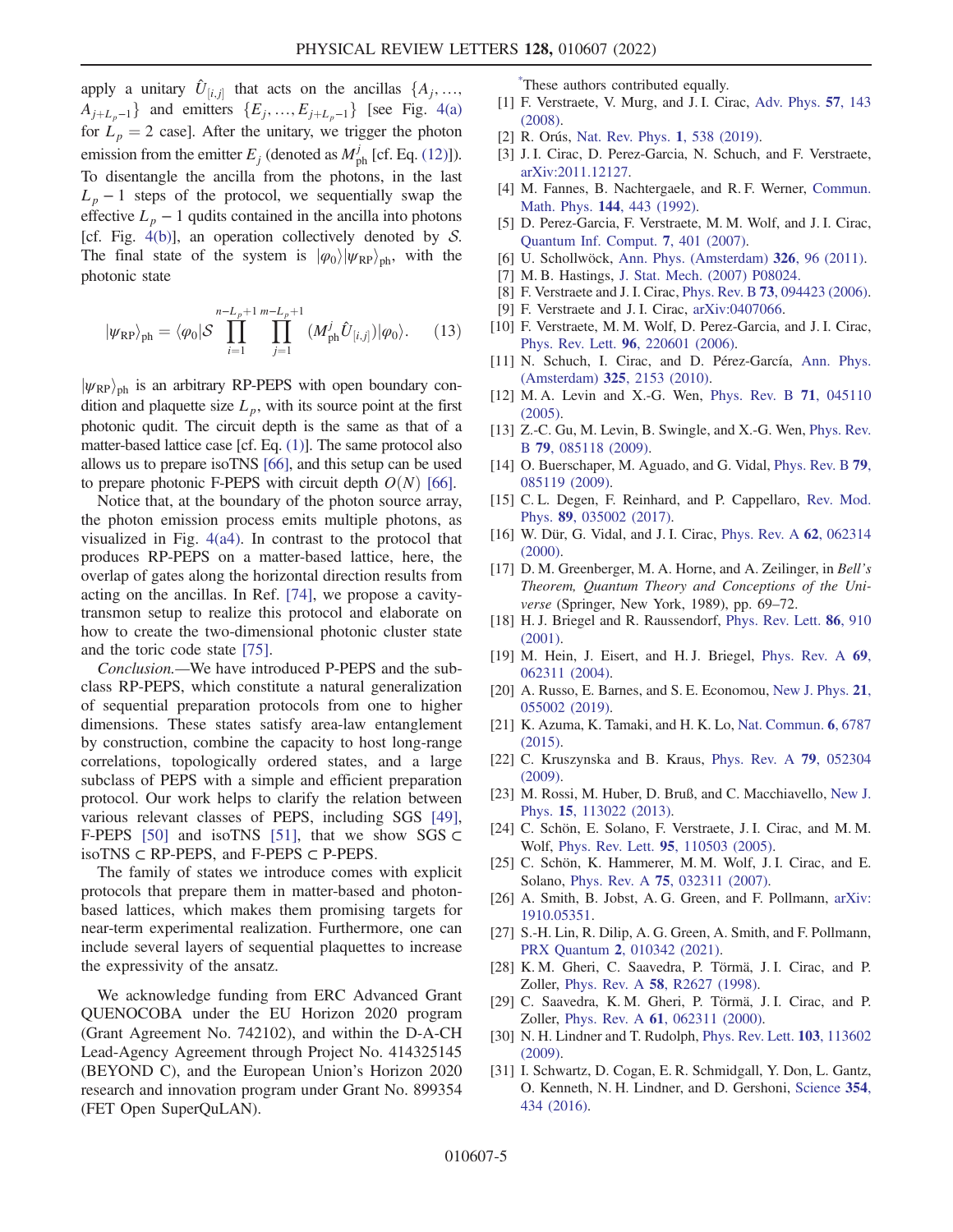apply a unitary $\hat{U}_{[i,j]}$ that acts on the ancillas $\{A_j, \ldots, A_{j+L_p-1}\}$ and emitters $\{E_j, \ldots, E_{j+L_p-1}\}$ [see Fig. 4(a) for $L_p = 2$ case]. After the unitary, we trigger the photon emission from the emitter $E_j$ (denoted as $M^j_{\text{ph}}$ [cf. Eq. (12)]). To disentangle the ancilla from the photons, in the last $L_p - 1$ steps of the protocol, we sequentially swap the effective $L_p - 1$ qudits contained in the ancilla into photons [cf. Fig. 4(b)], an operation collectively denoted by $\mathcal{S}$. The final state of the system is $|\varphi_0\rangle|\psi_{\text{RP}}\rangle_{\text{ph}}$, with the photonic state

$$|\psi_{\text{RP}}\rangle_{\text{ph}} = \langle\varphi_0|\mathcal{S}\prod_{i=1}^{n-L_p+1}\prod_{j=1}^{m-L_p+1}(M^j_{\text{ph}}\hat{U}_{[i,j]})|\varphi_0\rangle. \quad (13)$$

$|\psi_{\text{RP}}\rangle_{\text{ph}}$ is an arbitrary RP-PEPS with open boundary condition and plaquette size $L_p$, with its source point at the first photonic qudit. The circuit depth is the same as that of a matter-based lattice case [cf. Eq. (1)]. The same protocol also allows us to prepare isoTNS [66], and this setup can be used to prepare photonic F-PEPS with circuit depth $O(N)$ [66].

Notice that, at the boundary of the photon source array, the photon emission process emits multiple photons, as visualized in Fig. 4(a4). In contrast to the protocol that produces RP-PEPS on a matter-based lattice, here, the overlap of gates along the horizontal direction results from acting on the ancillas. In Ref. [74], we propose a cavity-transmon setup to realize this protocol and elaborate on how to create the two-dimensional photonic cluster state and the toric code state [75].

*Conclusion.*—We have introduced P-PEPS and the subclass RP-PEPS, which constitute a natural generalization of sequential preparation protocols from one to higher dimensions. These states satisfy area-law entanglement by construction, combine the capacity to host long-range correlations, topologically ordered states, and a large subclass of PEPS with a simple and efficient preparation protocol. Our work helps to clarify the relation between various relevant classes of PEPS, including SGS [49], F-PEPS [50] and isoTNS [51], that we show SGS $\subset$ isoTNS $\subset$ RP-PEPS, and F-PEPS $\subset$ P-PEPS.

The family of states we introduce comes with explicit protocols that prepare them in matter-based and photon-based lattices, which makes them promising targets for near-term experimental realization. Furthermore, one can include several layers of sequential plaquettes to increase the expressivity of the ansatz.

We acknowledge funding from ERC Advanced Grant QUENOCOBA under the EU Horizon 2020 program (Grant Agreement No. 742102), and within the D-A-CH Lead-Agency Agreement through Project No. 414325145 (BEYOND C), and the European Union's Horizon 2020 research and innovation program under Grant No. 899354 (FET Open SuperQuLAN).

[*]These authors contributed equally.

[1] F. Verstraete, V. Murg, and J. I. Cirac, Adv. Phys. **57**, 143 (2008).

[2] R. Orús, Nat. Rev. Phys. **1**, 538 (2019).

[3] J. I. Cirac, D. Perez-Garcia, N. Schuch, and F. Verstraete, arXiv:2011.12127.

[4] M. Fannes, B. Nachtergaele, and R. F. Werner, Commun. Math. Phys. **144**, 443 (1992).

[5] D. Perez-Garcia, F. Verstraete, M. M. Wolf, and J. I. Cirac, Quantum Inf. Comput. **7**, 401 (2007).

[6] U. Schollwöck, Ann. Phys. (Amsterdam) **326**, 96 (2011).

[7] M. B. Hastings, J. Stat. Mech. (2007) P08024.

[8] F. Verstraete and J. I. Cirac, Phys. Rev. B **73**, 094423 (2006).

[9] F. Verstraete and J. I. Cirac, arXiv:0407066.

[10] F. Verstraete, M. M. Wolf, D. Perez-Garcia, and J. I. Cirac, Phys. Rev. Lett. **96**, 220601 (2006).

[11] N. Schuch, I. Cirac, and D. Pérez-García, Ann. Phys. (Amsterdam) **325**, 2153 (2010).

[12] M. A. Levin and X.-G. Wen, Phys. Rev. B **71**, 045110 (2005).

[13] Z.-C. Gu, M. Levin, B. Swingle, and X.-G. Wen, Phys. Rev. B **79**, 085118 (2009).

[14] O. Buerschaper, M. Aguado, and G. Vidal, Phys. Rev. B **79**, 085119 (2009).

[15] C. L. Degen, F. Reinhard, and P. Cappellaro, Rev. Mod. Phys. **89**, 035002 (2017).

[16] W. Dür, G. Vidal, and J. I. Cirac, Phys. Rev. A **62**, 062314 (2000).

[17] D. M. Greenberger, M. A. Horne, and A. Zeilinger, in *Bell's Theorem, Quantum Theory and Conceptions of the Universe* (Springer, New York, 1989), pp. 69–72.

[18] H. J. Briegel and R. Raussendorf, Phys. Rev. Lett. **86**, 910 (2001).

[19] M. Hein, J. Eisert, and H. J. Briegel, Phys. Rev. A **69**, 062311 (2004).

[20] A. Russo, E. Barnes, and S. E. Economou, New J. Phys. **21**, 055002 (2019).

[21] K. Azuma, K. Tamaki, and H. K. Lo, Nat. Commun. **6**, 6787 (2015).

[22] C. Kruszynska and B. Kraus, Phys. Rev. A **79**, 052304 (2009).

[23] M. Rossi, M. Huber, D. Bruß, and C. Macchiavello, New J. Phys. **15**, 113022 (2013).

[24] C. Schön, E. Solano, F. Verstraete, J. I. Cirac, and M. M. Wolf, Phys. Rev. Lett. **95**, 110503 (2005).

[25] C. Schön, K. Hammerer, M. M. Wolf, J. I. Cirac, and E. Solano, Phys. Rev. A **75**, 032311 (2007).

[26] A. Smith, B. Jobst, A. G. Green, and F. Pollmann, arXiv:1910.05351.

[27] S.-H. Lin, R. Dilip, A. G. Green, A. Smith, and F. Pollmann, PRX Quantum **2**, 010342 (2021).

[28] K. M. Gheri, C. Saavedra, P. Törmä, J. I. Cirac, and P. Zoller, Phys. Rev. A **58**, R2627 (1998).

[29] C. Saavedra, K. M. Gheri, P. Törmä, J. I. Cirac, and P. Zoller, Phys. Rev. A **61**, 062311 (2000).

[30] N. H. Lindner and T. Rudolph, Phys. Rev. Lett. **103**, 113602 (2009).

[31] I. Schwartz, D. Cogan, E. R. Schmidgall, Y. Don, L. Gantz, O. Kenneth, N. H. Lindner, and D. Gershoni, Science **354**, 434 (2016).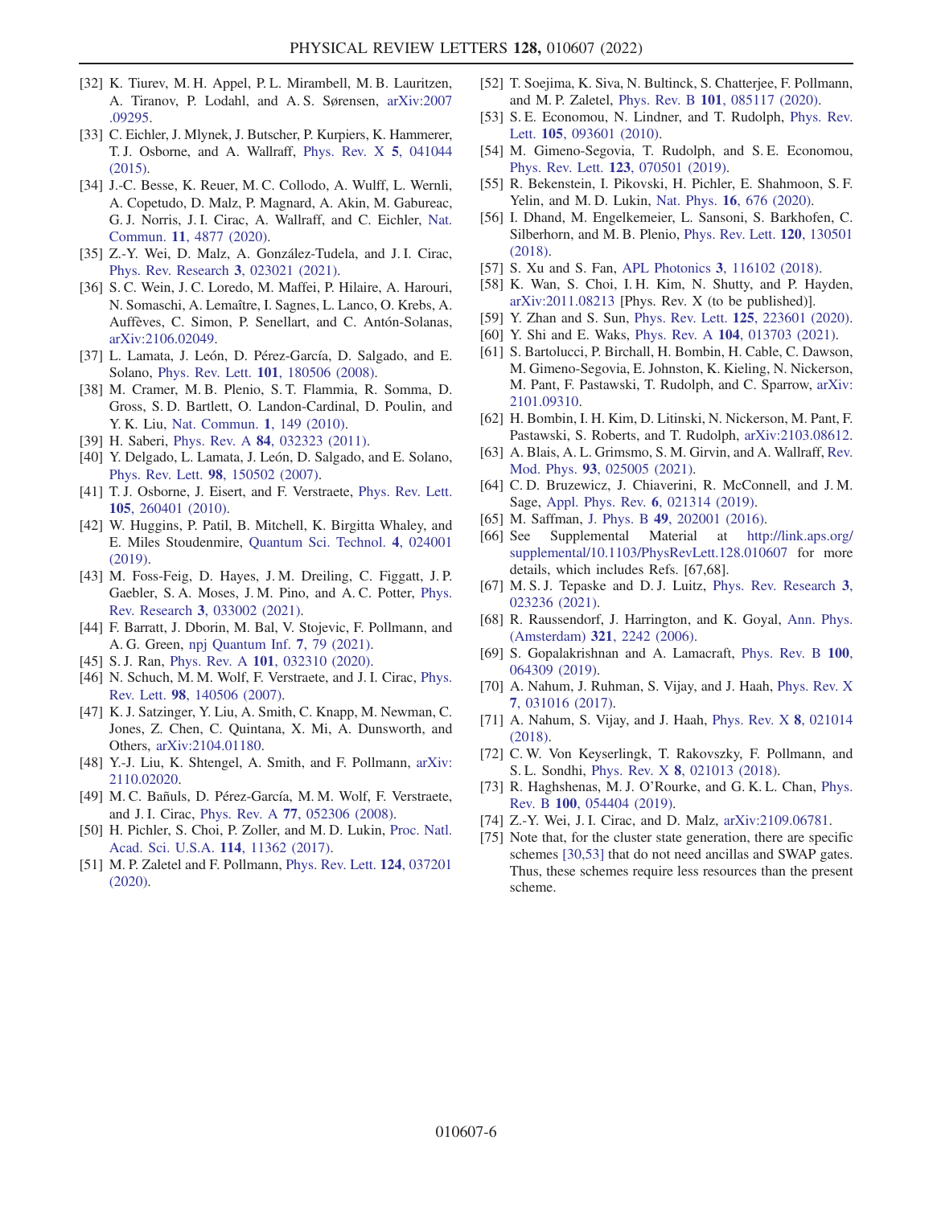[32] K. Tiurev, M. H. Appel, P. L. Mirambell, M. B. Lauritzen, A. Tiranov, P. Lodahl, and A. S. Sørensen, arXiv:2007.09295.

[33] C. Eichler, J. Mlynek, J. Butscher, P. Kurpiers, K. Hammerer, T. J. Osborne, and A. Wallraff, Phys. Rev. X **5**, 041044 (2015).

[34] J.-C. Besse, K. Reuer, M. C. Collodo, A. Wulff, L. Wernli, A. Copetudo, D. Malz, P. Magnard, A. Akin, M. Gabureac, G. J. Norris, J. I. Cirac, A. Wallraff, and C. Eichler, Nat. Commun. **11**, 4877 (2020).

[35] Z.-Y. Wei, D. Malz, A. González-Tudela, and J. I. Cirac, Phys. Rev. Research **3**, 023021 (2021).

[36] S. C. Wein, J. C. Loredo, M. Maffei, P. Hilaire, A. Harouri, N. Somaschi, A. Lemaître, I. Sagnes, L. Lanco, O. Krebs, A. Auffèves, C. Simon, P. Senellart, and C. Antón-Solanas, arXiv:2106.02049.

[37] L. Lamata, J. León, D. Pérez-García, D. Salgado, and E. Solano, Phys. Rev. Lett. **101**, 180506 (2008).

[38] M. Cramer, M. B. Plenio, S. T. Flammia, R. Somma, D. Gross, S. D. Bartlett, O. Landon-Cardinal, D. Poulin, and Y. K. Liu, Nat. Commun. **1**, 149 (2010).

[39] H. Saberi, Phys. Rev. A **84**, 032323 (2011).

[40] Y. Delgado, L. Lamata, J. León, D. Salgado, and E. Solano, Phys. Rev. Lett. **98**, 150502 (2007).

[41] T. J. Osborne, J. Eisert, and F. Verstraete, Phys. Rev. Lett. **105**, 260401 (2010).

[42] W. Huggins, P. Patil, B. Mitchell, K. Birgitta Whaley, and E. Miles Stoudenmire, Quantum Sci. Technol. **4**, 024001 (2019).

[43] M. Foss-Feig, D. Hayes, J. M. Dreiling, C. Figgatt, J. P. Gaebler, S. A. Moses, J. M. Pino, and A. C. Potter, Phys. Rev. Research **3**, 033002 (2021).

[44] F. Barratt, J. Dborin, M. Bal, V. Stojevic, F. Pollmann, and A. G. Green, npj Quantum Inf. **7**, 79 (2021).

[45] S. J. Ran, Phys. Rev. A **101**, 032310 (2020).

[46] N. Schuch, M. M. Wolf, F. Verstraete, and J. I. Cirac, Phys. Rev. Lett. **98**, 140506 (2007).

[47] K. J. Satzinger, Y. Liu, A. Smith, C. Knapp, M. Newman, C. Jones, Z. Chen, C. Quintana, X. Mi, A. Dunsworth, and Others, arXiv:2104.01180.

[48] Y.-J. Liu, K. Shtengel, A. Smith, and F. Pollmann, arXiv:2110.02020.

[49] M. C. Bañuls, D. Pérez-García, M. M. Wolf, F. Verstraete, and J. I. Cirac, Phys. Rev. A **77**, 052306 (2008).

[50] H. Pichler, S. Choi, P. Zoller, and M. D. Lukin, Proc. Natl. Acad. Sci. U.S.A. **114**, 11362 (2017).

[51] M. P. Zaletel and F. Pollmann, Phys. Rev. Lett. **124**, 037201 (2020).

[52] T. Soejima, K. Siva, N. Bultinck, S. Chatterjee, F. Pollmann, and M. P. Zaletel, Phys. Rev. B **101**, 085117 (2020).

[53] S. E. Economou, N. Lindner, and T. Rudolph, Phys. Rev. Lett. **105**, 093601 (2010).

[54] M. Gimeno-Segovia, T. Rudolph, and S. E. Economou, Phys. Rev. Lett. **123**, 070501 (2019).

[55] R. Bekenstein, I. Pikovski, H. Pichler, E. Shahmoon, S. F. Yelin, and M. D. Lukin, Nat. Phys. **16**, 676 (2020).

[56] I. Dhand, M. Engelkemeier, L. Sansoni, S. Barkhofen, C. Silberhorn, and M. B. Plenio, Phys. Rev. Lett. **120**, 130501 (2018).

[57] S. Xu and S. Fan, APL Photonics **3**, 116102 (2018).

[58] K. Wan, S. Choi, I. H. Kim, N. Shutty, and P. Hayden, arXiv:2011.08213 [Phys. Rev. X (to be published)].

[59] Y. Zhan and S. Sun, Phys. Rev. Lett. **125**, 223601 (2020).

[60] Y. Shi and E. Waks, Phys. Rev. A **104**, 013703 (2021).

[61] S. Bartolucci, P. Birchall, H. Bombin, H. Cable, C. Dawson, M. Gimeno-Segovia, E. Johnston, K. Kieling, N. Nickerson, M. Pant, F. Pastawski, T. Rudolph, and C. Sparrow, arXiv:2101.09310.

[62] H. Bombin, I. H. Kim, D. Litinski, N. Nickerson, M. Pant, F. Pastawski, S. Roberts, and T. Rudolph, arXiv:2103.08612.

[63] A. Blais, A. L. Grimsmo, S. M. Girvin, and A. Wallraff, Rev. Mod. Phys. **93**, 025005 (2021).

[64] C. D. Bruzewicz, J. Chiaverini, R. McConnell, and J. M. Sage, Appl. Phys. Rev. **6**, 021314 (2019).

[65] M. Saffman, J. Phys. B **49**, 202001 (2016).

[66] See Supplemental Material at http://link.aps.org/supplemental/10.1103/PhysRevLett.128.010607 for more details, which includes Refs. [67,68].

[67] M. S. J. Tepaske and D. J. Luitz, Phys. Rev. Research **3**, 023236 (2021).

[68] R. Raussendorf, J. Harrington, and K. Goyal, Ann. Phys. (Amsterdam) **321**, 2242 (2006).

[69] S. Gopalakrishnan and A. Lamacraft, Phys. Rev. B **100**, 064309 (2019).

[70] A. Nahum, J. Ruhman, S. Vijay, and J. Haah, Phys. Rev. X **7**, 031016 (2017).

[71] A. Nahum, S. Vijay, and J. Haah, Phys. Rev. X **8**, 021014 (2018).

[72] C. W. Von Keyserlingk, T. Rakovszky, F. Pollmann, and S. L. Sondhi, Phys. Rev. X **8**, 021013 (2018).

[73] R. Haghshenas, M. J. O'Rourke, and G. K. L. Chan, Phys. Rev. B **100**, 054404 (2019).

[74] Z.-Y. Wei, J. I. Cirac, and D. Malz, arXiv:2109.06781.

[75] Note that, for the cluster state generation, there are specific schemes [30,53] that do not need ancillas and SWAP gates. Thus, these schemes require less resources than the present scheme.